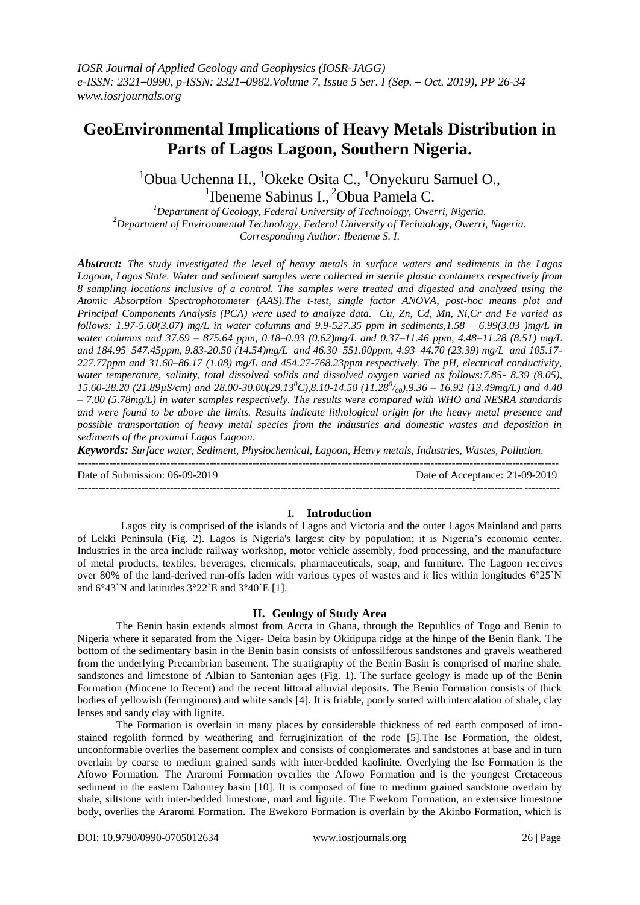# GeoEnvironmental Implications of Heavy Metals Distribution in Parts of Lagos Lagoon, Southern Nigeria.

[1]Obua Uchenna H., [1]Okeke Osita C., [1]Onyekuru Samuel O., [1]Ibeneme Sabinus I., [2]Obua Pamela C.

[1]*Department of Geology, Federal University of Technology, Owerri, Nigeria.*
[2]*Department of Environmental Technology, Federal University of Technology, Owerri, Nigeria.*
*Corresponding Author: Ibeneme S. I.*

***Abstract:*** *The study investigated the level of heavy metals in surface waters and sediments in the Lagos Lagoon, Lagos State. Water and sediment samples were collected in sterile plastic containers respectively from 8 sampling locations inclusive of a control. The samples were treated and digested and analyzed using the Atomic Absorption Spectrophotometer (AAS).The t-test, single factor ANOVA, post-hoc means plot and Principal Components Analysis (PCA) were used to analyze data. Cu, Zn, Cd, Mn, Ni,Cr and Fe varied as follows: 1.97-5.60(3.07) mg/L in water columns and 9.9-527.35 ppm in sediments,1.58 – 6.99(3.03 )mg/L in water columns and 37.69 – 875.64 ppm, 0.18–0.93 (0.62)mg/L and 0.37–11.46 ppm, 4.48–11.28 (8.51) mg/L and 184.95–547.45ppm, 9.83-20.50 (14.54)mg/L and 46.30–551.00ppm, 4.93–44.70 (23.39) mg/L and 105.17-227.77ppm and 31.60–86.17 (1.08) mg/L and 454.27-768.23ppm respectively. The pH, electrical conductivity, water temperature, salinity, total dissolved solids and dissolved oxygen varied as follows:7.85- 8.39 (8.05), 15.60-28.20 (21.89μS/cm) and 28.00-30.00(29.13$^0$C),8.10-14.50 (11.28$^0/_{00}$),9.36 – 16.92 (13.49mg/L) and 4.40 – 7.00 (5.78mg/L) in water samples respectively. The results were compared with WHO and NESRA standards and were found to be above the limits. Results indicate lithological origin for the heavy metal presence and possible transportation of heavy metal species from the industries and domestic wastes and deposition in sediments of the proximal Lagos Lagoon.*

***Keywords:*** *Surface water, Sediment, Physiochemical, Lagoon, Heavy metals, Industries, Wastes, Pollution.*

Date of Submission: 06-09-2019 Date of Acceptance: 21-09-2019

## I. Introduction

Lagos city is comprised of the islands of Lagos and Victoria and the outer Lagos Mainland and parts of Lekki Peninsula (Fig. 2). Lagos is Nigeria's largest city by population; it is Nigeria's economic center. Industries in the area include railway workshop, motor vehicle assembly, food processing, and the manufacture of metal products, textiles, beverages, chemicals, pharmaceuticals, soap, and furniture. The Lagoon receives over 80% of the land-derived run-offs laden with various types of wastes and it lies within longitudes 6°25`N and 6°43`N and latitudes 3°22`E and 3°40`E [1].

## II. Geology of Study Area

The Benin basin extends almost from Accra in Ghana, through the Republics of Togo and Benin to Nigeria where it separated from the Niger- Delta basin by Okitipupa ridge at the hinge of the Benin flank. The bottom of the sedimentary basin in the Benin basin consists of unfossilferous sandstones and gravels weathered from the underlying Precambrian basement. The stratigraphy of the Benin Basin is comprised of marine shale, sandstones and limestone of Albian to Santonian ages (Fig. 1). The surface geology is made up of the Benin Formation (Miocene to Recent) and the recent littoral alluvial deposits. The Benin Formation consists of thick bodies of yellowish (ferruginous) and white sands [4]. It is friable, poorly sorted with intercalation of shale, clay lenses and sandy clay with lignite.

The Formation is overlain in many places by considerable thickness of red earth composed of iron-stained regolith formed by weathering and ferruginization of the rode [5].The Ise Formation, the oldest, unconformable overlies the basement complex and consists of conglomerates and sandstones at base and in turn overlain by coarse to medium grained sands with inter-bedded kaolinite. Overlying the Ise Formation is the Afowo Formation. The Araromi Formation overlies the Afowo Formation and is the youngest Cretaceous sediment in the eastern Dahomey basin [10]. It is composed of fine to medium grained sandstone overlain by shale, siltstone with inter-bedded limestone, marl and lignite. The Ewekoro Formation, an extensive limestone body, overlies the Araromi Formation. The Ewekoro Formation is overlain by the Akinbo Formation, which is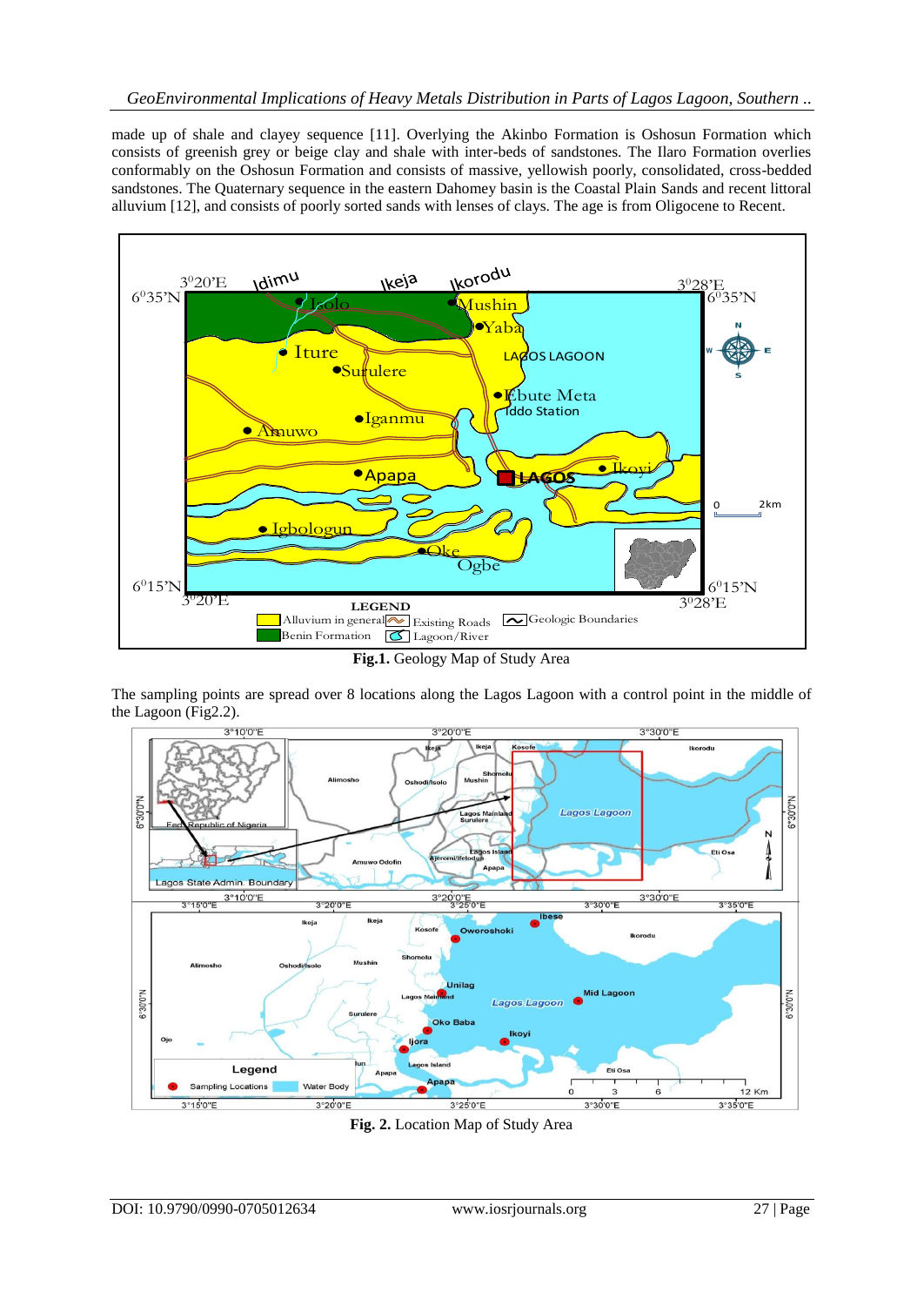made up of shale and clayey sequence [11]. Overlying the Akinbo Formation is Oshosun Formation which consists of greenish grey or beige clay and shale with inter-beds of sandstones. The Ilaro Formation overlies conformably on the Oshosun Formation and consists of massive, yellowish poorly, consolidated, cross-bedded sandstones. The Quaternary sequence in the eastern Dahomey basin is the Coastal Plain Sands and recent littoral alluvium [12], and consists of poorly sorted sands with lenses of clays. The age is from Oligocene to Recent.

**Fig.1.** Geology Map of Study Area

The sampling points are spread over 8 locations along the Lagos Lagoon with a control point in the middle of the Lagoon (Fig2.2).

**Fig. 2.** Location Map of Study Area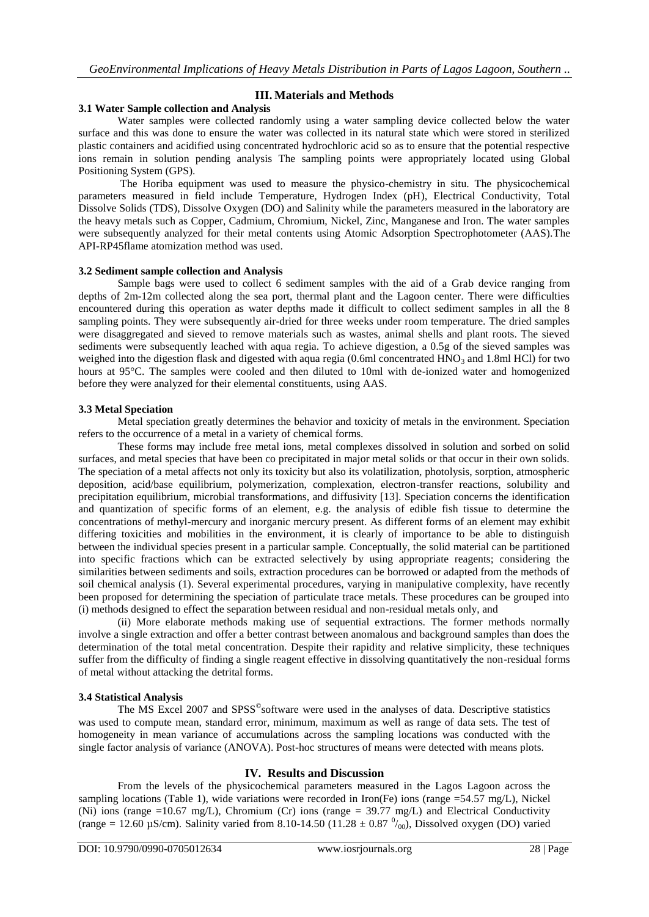## III. Materials and Methods

### 3.1 Water Sample collection and Analysis

Water samples were collected randomly using a water sampling device collected below the water surface and this was done to ensure the water was collected in its natural state which were stored in sterilized plastic containers and acidified using concentrated hydrochloric acid so as to ensure that the potential respective ions remain in solution pending analysis The sampling points were appropriately located using Global Positioning System (GPS).

The Horiba equipment was used to measure the physico-chemistry in situ. The physicochemical parameters measured in field include Temperature, Hydrogen Index (pH), Electrical Conductivity, Total Dissolve Solids (TDS), Dissolve Oxygen (DO) and Salinity while the parameters measured in the laboratory are the heavy metals such as Copper, Cadmium, Chromium, Nickel, Zinc, Manganese and Iron. The water samples were subsequently analyzed for their metal contents using Atomic Adsorption Spectrophotometer (AAS).The API-RP45flame atomization method was used.

### 3.2 Sediment sample collection and Analysis

Sample bags were used to collect 6 sediment samples with the aid of a Grab device ranging from depths of 2m-12m collected along the sea port, thermal plant and the Lagoon center. There were difficulties encountered during this operation as water depths made it difficult to collect sediment samples in all the 8 sampling points. They were subsequently air-dried for three weeks under room temperature. The dried samples were disaggregated and sieved to remove materials such as wastes, animal shells and plant roots. The sieved sediments were subsequently leached with aqua regia. To achieve digestion, a 0.5g of the sieved samples was weighed into the digestion flask and digested with aqua regia (0.6ml concentrated $HNO_3$ and 1.8ml HCl) for two hours at 95°C. The samples were cooled and then diluted to 10ml with de-ionized water and homogenized before they were analyzed for their elemental constituents, using AAS.

### 3.3 Metal Speciation

Metal speciation greatly determines the behavior and toxicity of metals in the environment. Speciation refers to the occurrence of a metal in a variety of chemical forms.

These forms may include free metal ions, metal complexes dissolved in solution and sorbed on solid surfaces, and metal species that have been co precipitated in major metal solids or that occur in their own solids. The speciation of a metal affects not only its toxicity but also its volatilization, photolysis, sorption, atmospheric deposition, acid/base equilibrium, polymerization, complexation, electron-transfer reactions, solubility and precipitation equilibrium, microbial transformations, and diffusivity [13]. Speciation concerns the identification and quantization of specific forms of an element, e.g. the analysis of edible fish tissue to determine the concentrations of methyl-mercury and inorganic mercury present. As different forms of an element may exhibit differing toxicities and mobilities in the environment, it is clearly of importance to be able to distinguish between the individual species present in a particular sample. Conceptually, the solid material can be partitioned into specific fractions which can be extracted selectively by using appropriate reagents; considering the similarities between sediments and soils, extraction procedures can be borrowed or adapted from the methods of soil chemical analysis (1). Several experimental procedures, varying in manipulative complexity, have recently been proposed for determining the speciation of particulate trace metals. These procedures can be grouped into (i) methods designed to effect the separation between residual and non-residual metals only, and

(ii) More elaborate methods making use of sequential extractions. The former methods normally involve a single extraction and offer a better contrast between anomalous and background samples than does the determination of the total metal concentration. Despite their rapidity and relative simplicity, these techniques suffer from the difficulty of finding a single reagent effective in dissolving quantitatively the non-residual forms of metal without attacking the detrital forms.

### 3.4 Statistical Analysis

The MS Excel 2007 and SPSS© software were used in the analyses of data. Descriptive statistics was used to compute mean, standard error, minimum, maximum as well as range of data sets. The test of homogeneity in mean variance of accumulations across the sampling locations was conducted with the single factor analysis of variance (ANOVA). Post-hoc structures of means were detected with means plots.

## IV. Results and Discussion

From the levels of the physicochemical parameters measured in the Lagos Lagoon across the sampling locations (Table 1), wide variations were recorded in Iron(Fe) ions (range =54.57 mg/L), Nickel (Ni) ions (range =10.67 mg/L), Chromium (Cr) ions (range = 39.77 mg/L) and Electrical Conductivity (range = 12.60 µS/cm). Salinity varied from 8.10-14.50 ($11.28 \pm 0.87$ ‰), Dissolved oxygen (DO) varied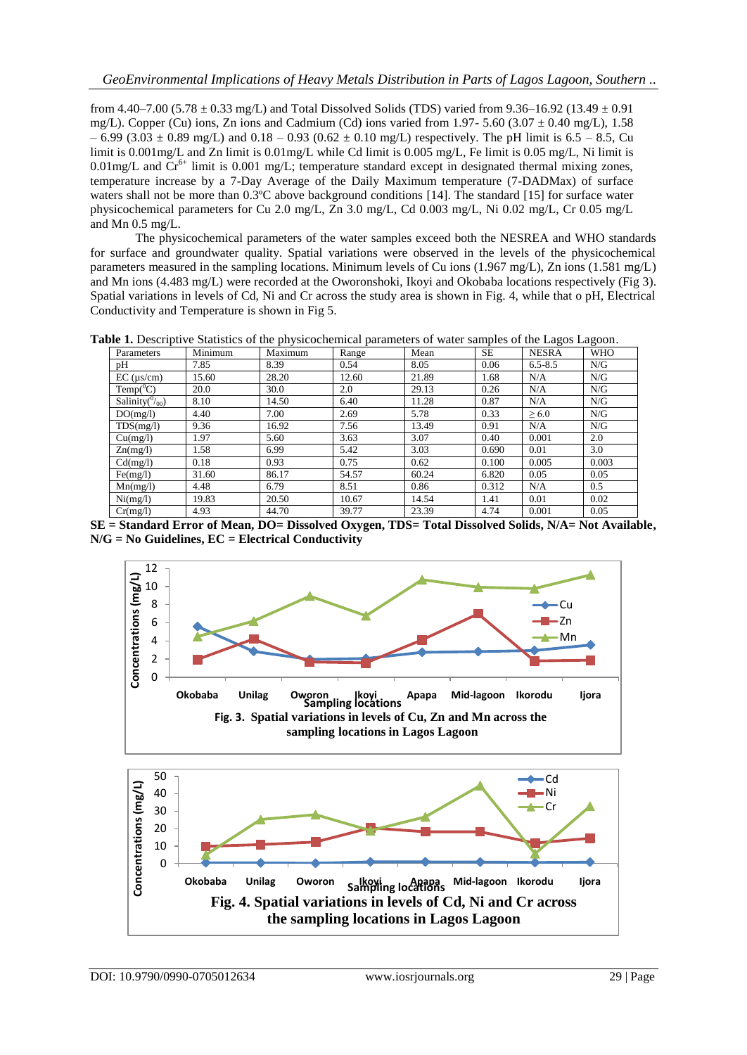from 4.40–7.00 (5.78 ± 0.33 mg/L) and Total Dissolved Solids (TDS) varied from 9.36–16.92 (13.49 ± 0.91 mg/L). Copper (Cu) ions, Zn ions and Cadmium (Cd) ions varied from 1.97- 5.60 (3.07 ± 0.40 mg/L), 1.58 – 6.99 (3.03 ± 0.89 mg/L) and 0.18 – 0.93 (0.62 ± 0.10 mg/L) respectively. The pH limit is 6.5 – 8.5, Cu limit is 0.001mg/L and Zn limit is 0.01mg/L while Cd limit is 0.005 mg/L, Fe limit is 0.05 mg/L, Ni limit is 0.01mg/L and $Cr^{6+}$ limit is 0.001 mg/L; temperature standard except in designated thermal mixing zones, temperature increase by a 7-Day Average of the Daily Maximum temperature (7-DADMax) of surface waters shall not be more than 0.3ºC above background conditions [14]. The standard [15] for surface water physicochemical parameters for Cu 2.0 mg/L, Zn 3.0 mg/L, Cd 0.003 mg/L, Ni 0.02 mg/L, Cr 0.05 mg/L and Mn 0.5 mg/L.

The physicochemical parameters of the water samples exceed both the NESREA and WHO standards for surface and groundwater quality. Spatial variations were observed in the levels of the physicochemical parameters measured in the sampling locations. Minimum levels of Cu ions (1.967 mg/L), Zn ions (1.581 mg/L) and Mn ions (4.483 mg/L) were recorded at the Oworonshoki, Ikoyi and Okobaba locations respectively (Fig 3). Spatial variations in levels of Cd, Ni and Cr across the study area is shown in Fig. 4, while that o pH, Electrical Conductivity and Temperature is shown in Fig 5.

**Table 1.** Descriptive Statistics of the physicochemical parameters of water samples of the Lagos Lagoon.

| Parameters | Minimum | Maximum | Range | Mean | SE | NESRA | WHO |
|---|---|---|---|---|---|---|---|
| pH | 7.85 | 8.39 | 0.54 | 8.05 | 0.06 | 6.5-8.5 | N/G |
| EC (µs/cm) | 15.60 | 28.20 | 12.60 | 21.89 | 1.68 | N/A | N/G |
| Temp($^0$C) | 20.0 | 30.0 | 2.0 | 29.13 | 0.26 | N/A | N/G |
| Salinity($^0/_{00}$) | 8.10 | 14.50 | 6.40 | 11.28 | 0.87 | N/A | N/G |
| DO(mg/l) | 4.40 | 7.00 | 2.69 | 5.78 | 0.33 | ≥ 6.0 | N/G |
| TDS(mg/l) | 9.36 | 16.92 | 7.56 | 13.49 | 0.91 | N/A | N/G |
| Cu(mg/l) | 1.97 | 5.60 | 3.63 | 3.07 | 0.40 | 0.001 | 2.0 |
| Zn(mg/l) | 1.58 | 6.99 | 5.42 | 3.03 | 0.690 | 0.01 | 3.0 |
| Cd(mg/l) | 0.18 | 0.93 | 0.75 | 0.62 | 0.100 | 0.005 | 0.003 |
| Fe(mg/l) | 31.60 | 86.17 | 54.57 | 60.24 | 6.820 | 0.05 | 0.05 |
| Mn(mg/l) | 4.48 | 6.79 | 8.51 | 0.86 | 0.312 | N/A | 0.5 |
| Ni(mg/l) | 19.83 | 20.50 | 10.67 | 14.54 | 1.41 | 0.01 | 0.02 |
| Cr(mg/l) | 4.93 | 44.70 | 39.77 | 23.39 | 4.74 | 0.001 | 0.05 |

**SE = Standard Error of Mean, DO= Dissolved Oxygen, TDS= Total Dissolved Solids, N/A= Not Available, N/G = No Guidelines, EC = Electrical Conductivity**

Concentrations (mg/L)
Cu
Zn
Mn
Okobaba Unilag Oworon Ikoyi Apapa Mid-lagoon Ikorodu Ijora
Sampling locations

**Fig. 3. Spatial variations in levels of Cu, Zn and Mn across the sampling locations in Lagos Lagoon**

Concentrations (mg/L)
Cd
Ni
Cr
Okobaba Unilag Oworon Ikoyi Apapa Mid-lagoon Ikorodu Ijora
Sampling locations

**Fig. 4. Spatial variations in levels of Cd, Ni and Cr across the sampling locations in Lagos Lagoon**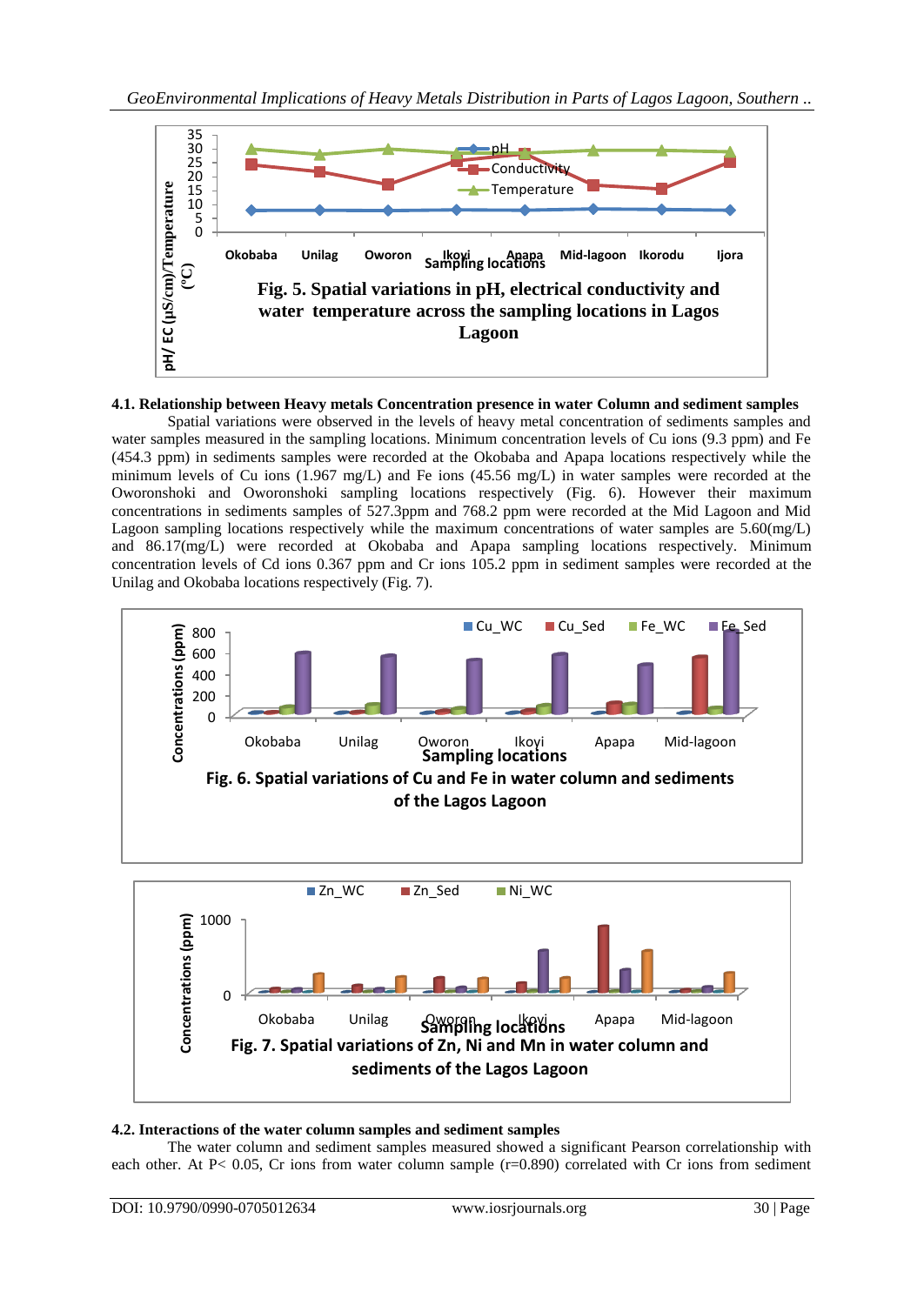35
30
25
20
15
10
5
0

pH/ EC (µS/cm)/Temperature (°C)

pH
Conductivity
Temperature

Okobaba Unilag Oworon Ikoyi Apapa Mid-lagoon Ikorodu Ijora

Sampling locations

**Fig. 5. Spatial variations in pH, electrical conductivity and water temperature across the sampling locations in Lagos Lagoon**

### 4.1. Relationship between Heavy metals Concentration presence in water Column and sediment samples

Spatial variations were observed in the levels of heavy metal concentration of sediments samples and water samples measured in the sampling locations. Minimum concentration levels of Cu ions (9.3 ppm) and Fe (454.3 ppm) in sediments samples were recorded at the Okobaba and Apapa locations respectively while the minimum levels of Cu ions (1.967 mg/L) and Fe ions (45.56 mg/L) in water samples were recorded at the Oworonshoki and Oworonshoki sampling locations respectively (Fig. 6). However their maximum concentrations in sediments samples of 527.3ppm and 768.2 ppm were recorded at the Mid Lagoon and Mid Lagoon sampling locations respectively while the maximum concentrations of water samples are 5.60(mg/L) and 86.17(mg/L) were recorded at Okobaba and Apapa sampling locations respectively. Minimum concentration levels of Cd ions 0.367 ppm and Cr ions 105.2 ppm in sediment samples were recorded at the Unilag and Okobaba locations respectively (Fig. 7).

Concentrations (ppm)

800
600
400
200
0

Cu_WC Cu_Sed Fe_WC Fe_Sed

Okobaba Unilag Oworon Ikoyi Apapa Mid-lagoon

Sampling locations

**Fig. 6. Spatial variations of Cu and Fe in water column and sediments of the Lagos Lagoon**

Concentrations (ppm)

1000
0

Zn_WC Zn_Sed Ni_WC

Okobaba Unilag Oworon Ikoyi Apapa Mid-lagoon

Sampling locations

**Fig. 7. Spatial variations of Zn, Ni and Mn in water column and sediments of the Lagos Lagoon**

### 4.2. Interactions of the water column samples and sediment samples

The water column and sediment samples measured showed a significant Pearson correlationship with each other. At $P < 0.05$, Cr ions from water column sample ($r=0.890$) correlated with Cr ions from sediment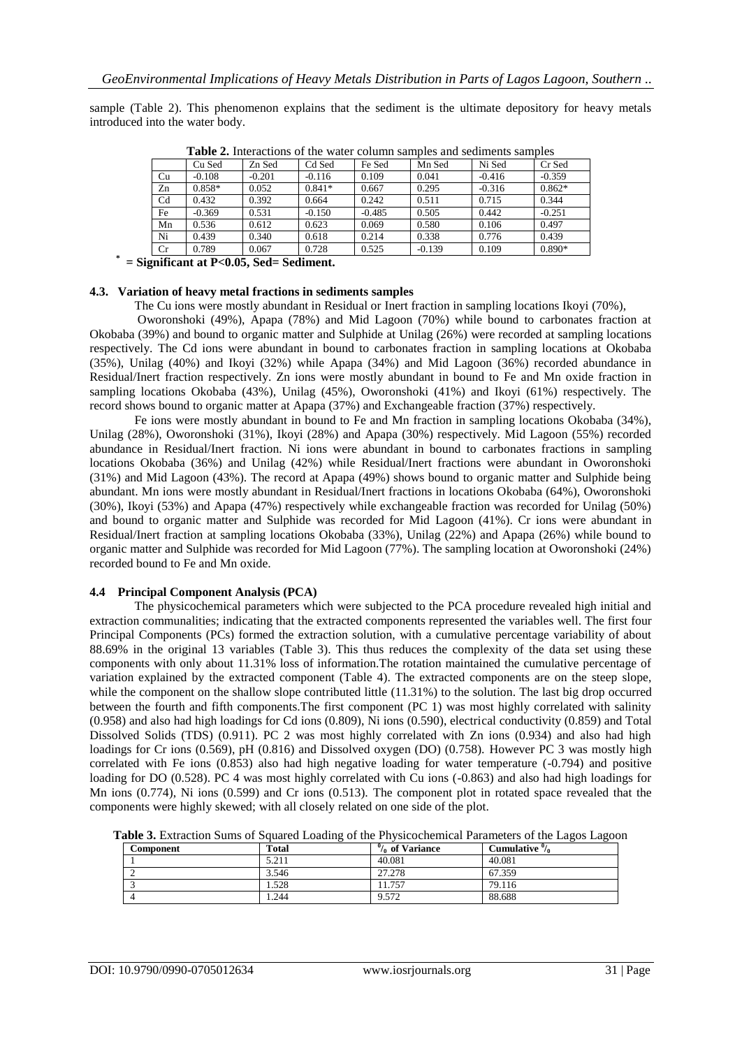sample (Table 2). This phenomenon explains that the sediment is the ultimate depository for heavy metals introduced into the water body.

**Table 2.** Interactions of the water column samples and sediments samples

| | Cu Sed | Zn Sed | Cd Sed | Fe Sed | Mn Sed | Ni Sed | Cr Sed |
|---|---|---|---|---|---|---|---|
| Cu | -0.108 | -0.201 | -0.116 | 0.109 | 0.041 | -0.416 | -0.359 |
| Zn | 0.858* | 0.052 | 0.841* | 0.667 | 0.295 | -0.316 | 0.862* |
| Cd | 0.432 | 0.392 | 0.664 | 0.242 | 0.511 | 0.715 | 0.344 |
| Fe | -0.369 | 0.531 | -0.150 | -0.485 | 0.505 | 0.442 | -0.251 |
| Mn | 0.536 | 0.612 | 0.623 | 0.069 | 0.580 | 0.106 | 0.497 |
| Ni | 0.439 | 0.340 | 0.618 | 0.214 | 0.338 | 0.776 | 0.439 |
| Cr | 0.789 | 0.067 | 0.728 | 0.525 | -0.139 | 0.109 | 0.890* |

**\* = Significant at P<0.05, Sed= Sediment.**

### 4.3. Variation of heavy metal fractions in sediments samples

The Cu ions were mostly abundant in Residual or Inert fraction in sampling locations Ikoyi (70%), Oworonshoki (49%), Apapa (78%) and Mid Lagoon (70%) while bound to carbonates fraction at Okobaba (39%) and bound to organic matter and Sulphide at Unilag (26%) were recorded at sampling locations respectively. The Cd ions were abundant in bound to carbonates fraction in sampling locations at Okobaba (35%), Unilag (40%) and Ikoyi (32%) while Apapa (34%) and Mid Lagoon (36%) recorded abundance in Residual/Inert fraction respectively. Zn ions were mostly abundant in bound to Fe and Mn oxide fraction in sampling locations Okobaba (43%), Unilag (45%), Oworonshoki (41%) and Ikoyi (61%) respectively. The record shows bound to organic matter at Apapa (37%) and Exchangeable fraction (37%) respectively.

Fe ions were mostly abundant in bound to Fe and Mn fraction in sampling locations Okobaba (34%), Unilag (28%), Oworonshoki (31%), Ikoyi (28%) and Apapa (30%) respectively. Mid Lagoon (55%) recorded abundance in Residual/Inert fraction. Ni ions were abundant in bound to carbonates fractions in sampling locations Okobaba (36%) and Unilag (42%) while Residual/Inert fractions were abundant in Oworonshoki (31%) and Mid Lagoon (43%). The record at Apapa (49%) shows bound to organic matter and Sulphide being abundant. Mn ions were mostly abundant in Residual/Inert fractions in locations Okobaba (64%), Oworonshoki (30%), Ikoyi (53%) and Apapa (47%) respectively while exchangeable fraction was recorded for Unilag (50%) and bound to organic matter and Sulphide was recorded for Mid Lagoon (41%). Cr ions were abundant in Residual/Inert fraction at sampling locations Okobaba (33%), Unilag (22%) and Apapa (26%) while bound to organic matter and Sulphide was recorded for Mid Lagoon (77%). The sampling location at Oworonshoki (24%) recorded bound to Fe and Mn oxide.

### 4.4 Principal Component Analysis (PCA)

The physicochemical parameters which were subjected to the PCA procedure revealed high initial and extraction communalities; indicating that the extracted components represented the variables well. The first four Principal Components (PCs) formed the extraction solution, with a cumulative percentage variability of about 88.69% in the original 13 variables (Table 3). This thus reduces the complexity of the data set using these components with only about 11.31% loss of information.The rotation maintained the cumulative percentage of variation explained by the extracted component (Table 4). The extracted components are on the steep slope, while the component on the shallow slope contributed little (11.31%) to the solution. The last big drop occurred between the fourth and fifth components.The first component (PC 1) was most highly correlated with salinity (0.958) and also had high loadings for Cd ions (0.809), Ni ions (0.590), electrical conductivity (0.859) and Total Dissolved Solids (TDS) (0.911). PC 2 was most highly correlated with Zn ions (0.934) and also had high loadings for Cr ions (0.569), pH (0.816) and Dissolved oxygen (DO) (0.758). However PC 3 was mostly high correlated with Fe ions (0.853) also had high negative loading for water temperature (-0.794) and positive loading for DO (0.528). PC 4 was most highly correlated with Cu ions (-0.863) and also had high loadings for Mn ions (0.774), Ni ions (0.599) and Cr ions (0.513). The component plot in rotated space revealed that the components were highly skewed; with all closely related on one side of the plot.

**Table 3.** Extraction Sums of Squared Loading of the Physicochemical Parameters of the Lagos Lagoon

| Component | Total | % of Variance | Cumulative % |
|---|---|---|---|
| 1 | 5.211 | 40.081 | 40.081 |
| 2 | 3.546 | 27.278 | 67.359 |
| 3 | 1.528 | 11.757 | 79.116 |
| 4 | 1.244 | 9.572 | 88.688 |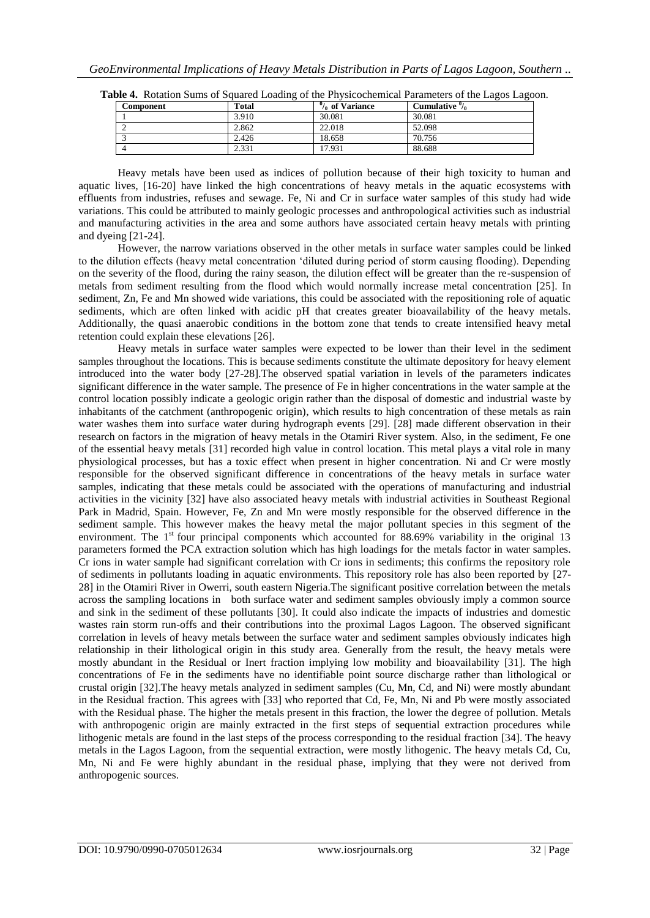**Table 4.** Rotation Sums of Squared Loading of the Physicochemical Parameters of the Lagos Lagoon.

| Component | Total | % of Variance | Cumulative % |
|---|---|---|---|
| 1 | 3.910 | 30.081 | 30.081 |
| 2 | 2.862 | 22.018 | 52.098 |
| 3 | 2.426 | 18.658 | 70.756 |
| 4 | 2.331 | 17.931 | 88.688 |

Heavy metals have been used as indices of pollution because of their high toxicity to human and aquatic lives, [16-20] have linked the high concentrations of heavy metals in the aquatic ecosystems with effluents from industries, refuses and sewage. Fe, Ni and Cr in surface water samples of this study had wide variations. This could be attributed to mainly geologic processes and anthropological activities such as industrial and manufacturing activities in the area and some authors have associated certain heavy metals with printing and dyeing [21-24].

However, the narrow variations observed in the other metals in surface water samples could be linked to the dilution effects (heavy metal concentration 'diluted during period of storm causing flooding). Depending on the severity of the flood, during the rainy season, the dilution effect will be greater than the re-suspension of metals from sediment resulting from the flood which would normally increase metal concentration [25]. In sediment, Zn, Fe and Mn showed wide variations, this could be associated with the repositioning role of aquatic sediments, which are often linked with acidic pH that creates greater bioavailability of the heavy metals. Additionally, the quasi anaerobic conditions in the bottom zone that tends to create intensified heavy metal retention could explain these elevations [26].

Heavy metals in surface water samples were expected to be lower than their level in the sediment samples throughout the locations. This is because sediments constitute the ultimate depository for heavy element introduced into the water body [27-28].The observed spatial variation in levels of the parameters indicates significant difference in the water sample. The presence of Fe in higher concentrations in the water sample at the control location possibly indicate a geologic origin rather than the disposal of domestic and industrial waste by inhabitants of the catchment (anthropogenic origin), which results to high concentration of these metals as rain water washes them into surface water during hydrograph events [29]. [28] made different observation in their research on factors in the migration of heavy metals in the Otamiri River system. Also, in the sediment, Fe one of the essential heavy metals [31] recorded high value in control location. This metal plays a vital role in many physiological processes, but has a toxic effect when present in higher concentration. Ni and Cr were mostly responsible for the observed significant difference in concentrations of the heavy metals in surface water samples, indicating that these metals could be associated with the operations of manufacturing and industrial activities in the vicinity [32] have also associated heavy metals with industrial activities in Southeast Regional Park in Madrid, Spain. However, Fe, Zn and Mn were mostly responsible for the observed difference in the sediment sample. This however makes the heavy metal the major pollutant species in this segment of the environment. The 1st four principal components which accounted for 88.69% variability in the original 13 parameters formed the PCA extraction solution which has high loadings for the metals factor in water samples. Cr ions in water sample had significant correlation with Cr ions in sediments; this confirms the repository role of sediments in pollutants loading in aquatic environments. This repository role has also been reported by [27-28] in the Otamiri River in Owerri, south eastern Nigeria.The significant positive correlation between the metals across the sampling locations in both surface water and sediment samples obviously imply a common source and sink in the sediment of these pollutants [30]. It could also indicate the impacts of industries and domestic wastes rain storm run-offs and their contributions into the proximal Lagos Lagoon. The observed significant correlation in levels of heavy metals between the surface water and sediment samples obviously indicates high relationship in their lithological origin in this study area. Generally from the result, the heavy metals were mostly abundant in the Residual or Inert fraction implying low mobility and bioavailability [31]. The high concentrations of Fe in the sediments have no identifiable point source discharge rather than lithological or crustal origin [32].The heavy metals analyzed in sediment samples (Cu, Mn, Cd, and Ni) were mostly abundant in the Residual fraction. This agrees with [33] who reported that Cd, Fe, Mn, Ni and Pb were mostly associated with the Residual phase. The higher the metals present in this fraction, the lower the degree of pollution. Metals with anthropogenic origin are mainly extracted in the first steps of sequential extraction procedures while lithogenic metals are found in the last steps of the process corresponding to the residual fraction [34]. The heavy metals in the Lagos Lagoon, from the sequential extraction, were mostly lithogenic. The heavy metals Cd, Cu, Mn, Ni and Fe were highly abundant in the residual phase, implying that they were not derived from anthropogenic sources.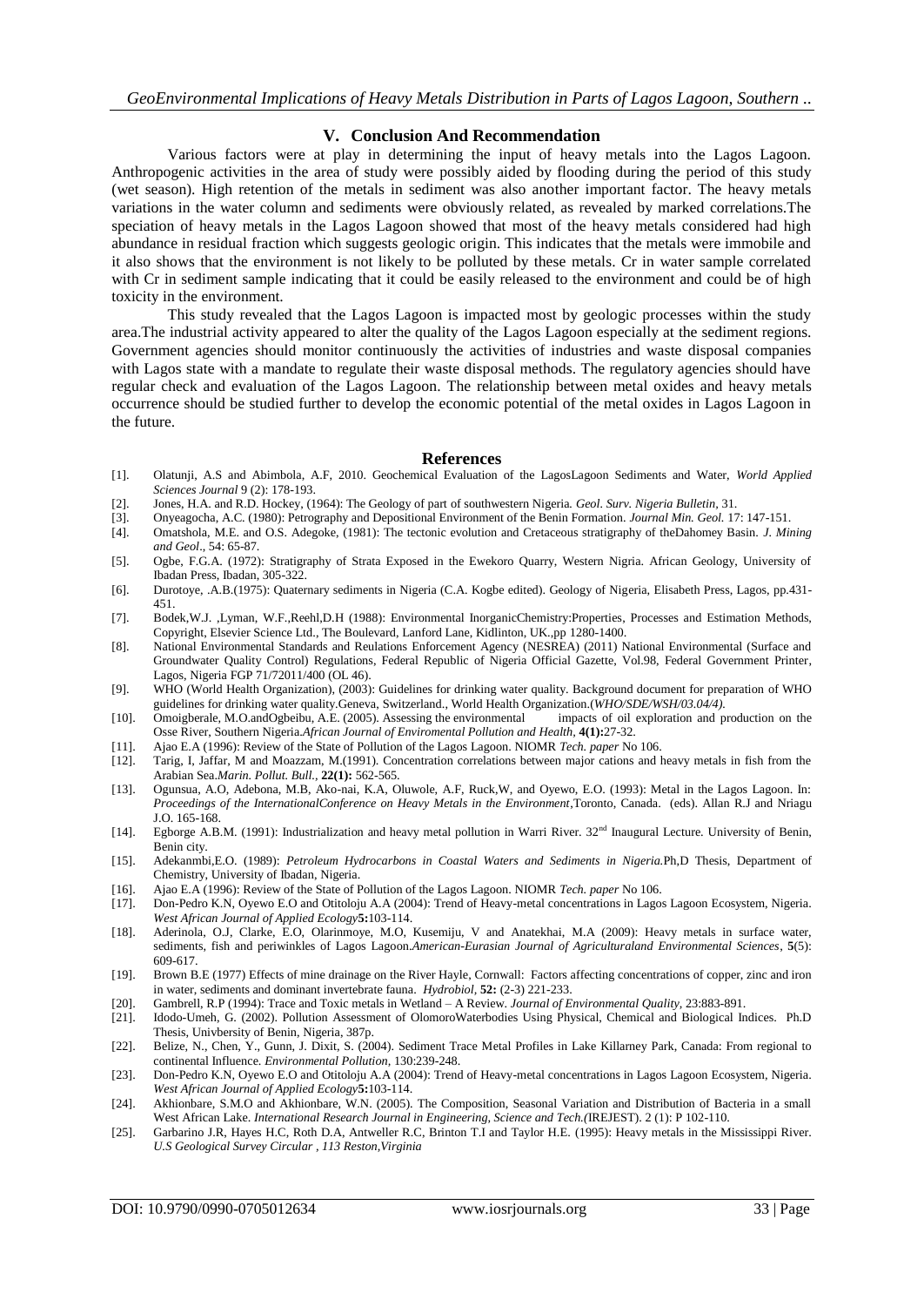## V. Conclusion And Recommendation

Various factors were at play in determining the input of heavy metals into the Lagos Lagoon. Anthropogenic activities in the area of study were possibly aided by flooding during the period of this study (wet season). High retention of the metals in sediment was also another important factor. The heavy metals variations in the water column and sediments were obviously related, as revealed by marked correlations.The speciation of heavy metals in the Lagos Lagoon showed that most of the heavy metals considered had high abundance in residual fraction which suggests geologic origin. This indicates that the metals were immobile and it also shows that the environment is not likely to be polluted by these metals. Cr in water sample correlated with Cr in sediment sample indicating that it could be easily released to the environment and could be of high toxicity in the environment.

This study revealed that the Lagos Lagoon is impacted most by geologic processes within the study area.The industrial activity appeared to alter the quality of the Lagos Lagoon especially at the sediment regions. Government agencies should monitor continuously the activities of industries and waste disposal companies with Lagos state with a mandate to regulate their waste disposal methods. The regulatory agencies should have regular check and evaluation of the Lagos Lagoon. The relationship between metal oxides and heavy metals occurrence should be studied further to develop the economic potential of the metal oxides in Lagos Lagoon in the future.

## References

[1]. Olatunji, A.S and Abimbola, A.F, 2010. Geochemical Evaluation of the LagosLagoon Sediments and Water, *World Applied Sciences Journal* 9 (2): 178-193.

[2]. Jones, H.A. and R.D. Hockey, (1964): The Geology of part of southwestern Nigeria. *Geol. Surv. Nigeria Bulletin*, 31.

[3]. Onyeagocha, A.C. (1980): Petrography and Depositional Environment of the Benin Formation. *Journal Min. Geol.* 17: 147-151.

[4]. Omatshola, M.E. and O.S. Adegoke, (1981): The tectonic evolution and Cretaceous stratigraphy of theDahomey Basin. *J. Mining and Geol*., 54: 65-87.

[5]. Ogbe, F.G.A. (1972): Stratigraphy of Strata Exposed in the Ewekoro Quarry, Western Nigria. African Geology, University of Ibadan Press, Ibadan, 305-322.

[6]. Durotoye, .A.B.(1975): Quaternary sediments in Nigeria (C.A. Kogbe edited). Geology of Nigeria, Elisabeth Press, Lagos, pp.431-451.

[7]. Bodek,W.J. ,Lyman, W.F.,Reehl,D.H (1988): Environmental InorganicChemistry:Properties, Processes and Estimation Methods, Copyright, Elsevier Science Ltd., The Boulevard, Lanford Lane, Kidlinton, UK.,pp 1280-1400.

[8]. National Environmental Standards and Reulations Enforcement Agency (NESREA) (2011) National Environmental (Surface and Groundwater Quality Control) Regulations, Federal Republic of Nigeria Official Gazette, Vol.98, Federal Government Printer, Lagos, Nigeria FGP 71/72011/400 (OL 46).

[9]. WHO (World Health Organization), (2003): Guidelines for drinking water quality. Background document for preparation of WHO guidelines for drinking water quality.Geneva, Switzerland., World Health Organization.(*WHO/SDE/WSH/03.04/4).*

[10]. Omoigberale, M.O.andOgbeibu, A.E. (2005). Assessing the environmental impacts of oil exploration and production on the Osse River, Southern Nigeria.*African Journal of Enviromental Pollution and Health*, **4(1):**27-32.

[11]. Ajao E.A (1996): Review of the State of Pollution of the Lagos Lagoon. NIOMR *Tech. paper* No 106.

[12]. Tarig, I, Jaffar, M and Moazzam, M.(1991). Concentration correlations between major cations and heavy metals in fish from the Arabian Sea.*Marin. Pollut. Bull.*, **22(1):** 562-565.

[13]. Ogunsua, A.O, Adebona, M.B, Ako-nai, K.A, Oluwole, A.F, Ruck,W, and Oyewo, E.O. (1993): Metal in the Lagos Lagoon. In: *Proceedings of the InternationalConference on Heavy Metals in the Environment*,Toronto, Canada. (eds). Allan R.J and Nriagu J.O. 165-168.

[14]. Egborge A.B.M. (1991): Industrialization and heavy metal pollution in Warri River. 32nd Inaugural Lecture. University of Benin, Benin city.

[15]. Adekanmbi,E.O. (1989): *Petroleum Hydrocarbons in Coastal Waters and Sediments in Nigeria.*Ph,D Thesis, Department of Chemistry, University of Ibadan, Nigeria.

[16]. Ajao E.A (1996): Review of the State of Pollution of the Lagos Lagoon. NIOMR *Tech. paper* No 106.

[17]. Don-Pedro K.N, Oyewo E.O and Otitoloju A.A (2004): Trend of Heavy-metal concentrations in Lagos Lagoon Ecosystem, Nigeria. *West African Journal of Applied Ecology***5:**103-114.

[18]. Aderinola, O.J, Clarke, E.O, Olarinmoye, M.O, Kusemiju, V and Anatekhai, M.A (2009): Heavy metals in surface water, sediments, fish and periwinkles of Lagos Lagoon.*American-Eurasian Journal of Agriculturaland Environmental Sciences*, **5**(5): 609-617.

[19]. Brown B.E (1977) Effects of mine drainage on the River Hayle, Cornwall: Factors affecting concentrations of copper, zinc and iron in water, sediments and dominant invertebrate fauna. *Hydrobiol*, **52:** (2-3) 221-233.

[20]. Gambrell, R.P (1994): Trace and Toxic metals in Wetland – A Review. *Journal of Environmental Quality*, 23:883-891.

[21]. Idodo-Umeh, G. (2002). Pollution Assessment of OlomoroWaterbodies Using Physical, Chemical and Biological Indices. Ph.D Thesis, Univbersity of Benin, Nigeria, 387p.

[22]. Belize, N., Chen, Y., Gunn, J. Dixit, S. (2004). Sediment Trace Metal Profiles in Lake Killarney Park, Canada: From regional to continental Influence. *Environmental Pollution*, 130:239-248.

[23]. Don-Pedro K.N, Oyewo E.O and Otitoloju A.A (2004): Trend of Heavy-metal concentrations in Lagos Lagoon Ecosystem, Nigeria. *West African Journal of Applied Ecology***5:**103-114.

[24]. Akhionbare, S.M.O and Akhionbare, W.N. (2005). The Composition, Seasonal Variation and Distribution of Bacteria in a small West African Lake. *International Research Journal in Engineering, Science and Tech.(*IREJEST). 2 (1): P 102-110.

[25]. Garbarino J.R, Hayes H.C, Roth D.A, Antweller R.C, Brinton T.I and Taylor H.E. (1995): Heavy metals in the Mississippi River. *U.S Geological Survey Circular , 113 Reston,Virginia*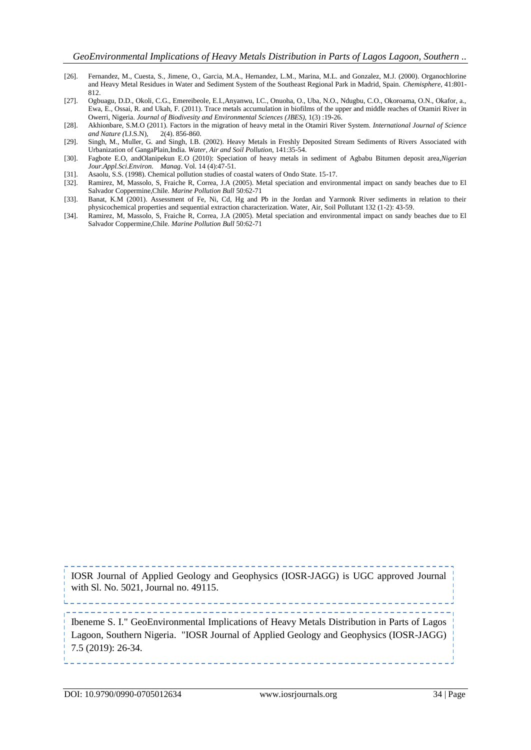[26]. Fernandez, M., Cuesta, S., Jimene, O., Garcia, M.A., Hernandez, L.M., Marina, M.L. and Gonzalez, M.J. (2000). Organochlorine and Heavy Metal Residues in Water and Sediment System of the Southeast Regional Park in Madrid, Spain. *Chemisphere*, 41:801-812.

[27]. Ogbuagu, D.D., Okoli, C.G., Emereibeole, E.I.,Anyanwu, I.C., Onuoha, O., Uba, N.O., Ndugbu, C.O., Okoroama, O.N., Okafor, a., Ewa, E., Ossai, R. and Ukah, F. (2011). Trace metals accumulation in biofilms of the upper and middle reaches of Otamiri River in Owerri, Nigeria. *Journal of Biodivesity and Environmental Sciences (JBES)*, 1(3) :19-26.

[28]. Akhionbare, S.M.O (2011). Factors in the migration of heavy metal in the Otamiri River System. *International Journal of Science and Nature (*I.J.S.N), 2(4). 856-860.

[29]. Singh, M., Muller, G. and Singh, I.B. (2002). Heavy Metals in Freshly Deposited Stream Sediments of Rivers Associated with Urbanization of GangaPlain,India. *Water, Air and Soil Pollution*, 141:35-54.

[30]. Fagbote E.O, andOlanipekun E.O (2010): Speciation of heavy metals in sediment of Agbabu Bitumen deposit area,*Nigerian Jour.Appl.Sci.Environ. Manag*. Vol. 14 (4):47-51.

[31]. Asaolu, S.S. (1998). Chemical pollution studies of coastal waters of Ondo State. 15-17.

[32]. Ramirez, M, Massolo, S, Fraiche R, Correa, J.A (2005). Metal speciation and environmental impact on sandy beaches due to El Salvador Coppermine,Chile. *Marine Pollution Bull* 50:62-71

[33]. Banat, K.M (2001). Assessment of Fe, Ni, Cd, Hg and Pb in the Jordan and Yarmonk River sediments in relation to their physicochemical properties and sequential extraction characterization. Water, Air, Soil Pollutant 132 (1-2): 43-59.

[34]. Ramirez, M, Massolo, S, Fraiche R, Correa, J.A (2005). Metal speciation and environmental impact on sandy beaches due to El Salvador Coppermine,Chile. *Marine Pollution Bull* 50:62-71

IOSR Journal of Applied Geology and Geophysics (IOSR-JAGG) is UGC approved Journal with Sl. No. 5021, Journal no. 49115.

Ibeneme S. I." GeoEnvironmental Implications of Heavy Metals Distribution in Parts of Lagos Lagoon, Southern Nigeria. "IOSR Journal of Applied Geology and Geophysics (IOSR-JAGG) 7.5 (2019): 26-34.